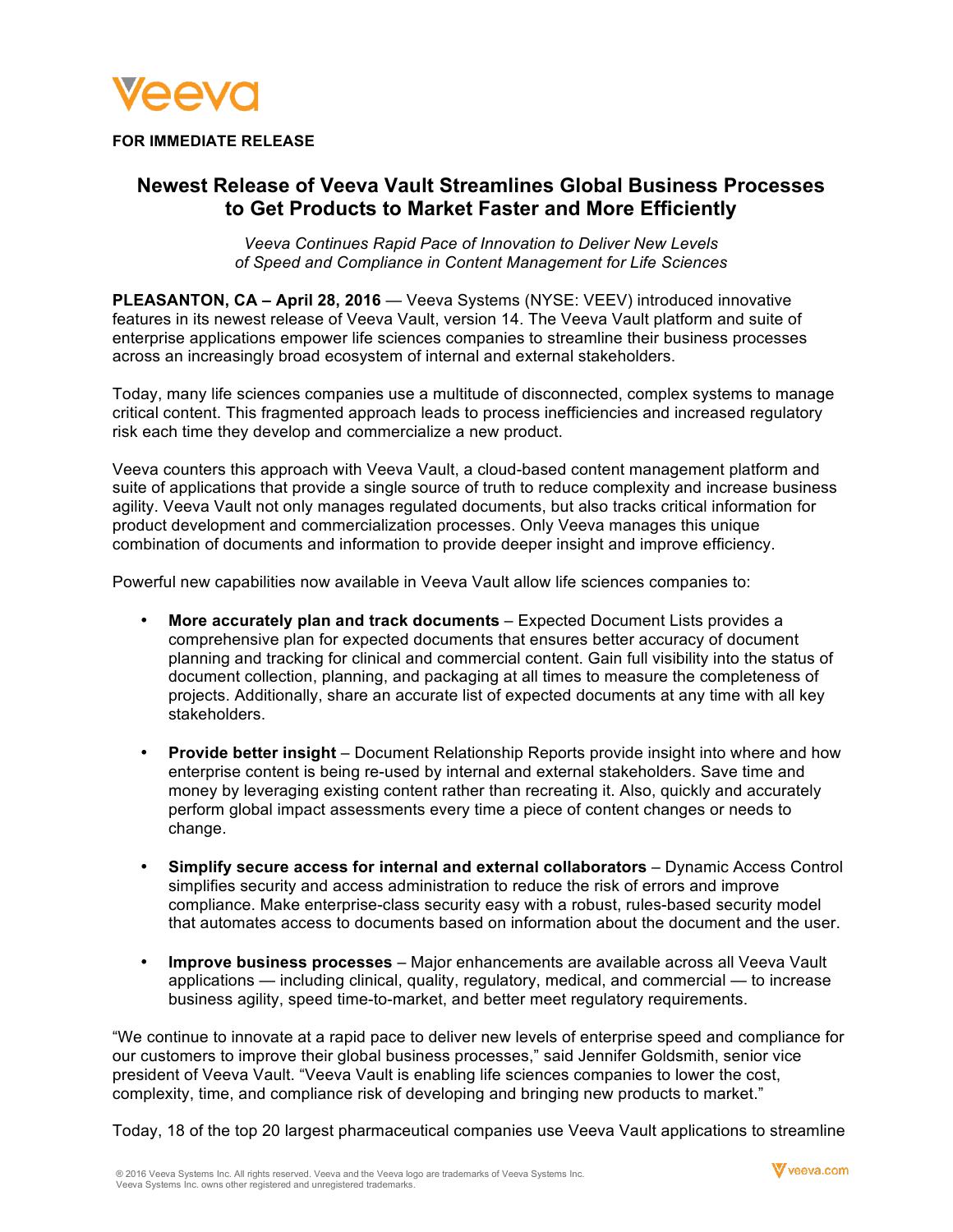Veeva

**FOR IMMEDIATE RELEASE**

# Newest Release of Veeva Vault Streamlines Global Business Processes to Get Products to Market Faster and More Efficiently

*Veeva Continues Rapid Pace of Innovation to Deliver New Levels of Speed and Compliance in Content Management for Life Sciences*

**PLEASANTON, CA – April 28, 2016** — Veeva Systems (NYSE: VEEV) introduced innovative features in its newest release of Veeva Vault, version 14. The Veeva Vault platform and suite of enterprise applications empower life sciences companies to streamline their business processes across an increasingly broad ecosystem of internal and external stakeholders.

Today, many life sciences companies use a multitude of disconnected, complex systems to manage critical content. This fragmented approach leads to process inefficiencies and increased regulatory risk each time they develop and commercialize a new product.

Veeva counters this approach with Veeva Vault, a cloud-based content management platform and suite of applications that provide a single source of truth to reduce complexity and increase business agility. Veeva Vault not only manages regulated documents, but also tracks critical information for product development and commercialization processes. Only Veeva manages this unique combination of documents and information to provide deeper insight and improve efficiency.

Powerful new capabilities now available in Veeva Vault allow life sciences companies to:

- **More accurately plan and track documents** – Expected Document Lists provides a comprehensive plan for expected documents that ensures better accuracy of document planning and tracking for clinical and commercial content. Gain full visibility into the status of document collection, planning, and packaging at all times to measure the completeness of projects. Additionally, share an accurate list of expected documents at any time with all key stakeholders.

- **Provide better insight** – Document Relationship Reports provide insight into where and how enterprise content is being re-used by internal and external stakeholders. Save time and money by leveraging existing content rather than recreating it. Also, quickly and accurately perform global impact assessments every time a piece of content changes or needs to change.

- **Simplify secure access for internal and external collaborators** – Dynamic Access Control simplifies security and access administration to reduce the risk of errors and improve compliance. Make enterprise-class security easy with a robust, rules-based security model that automates access to documents based on information about the document and the user.

- **Improve business processes** – Major enhancements are available across all Veeva Vault applications — including clinical, quality, regulatory, medical, and commercial — to increase business agility, speed time-to-market, and better meet regulatory requirements.

"We continue to innovate at a rapid pace to deliver new levels of enterprise speed and compliance for our customers to improve their global business processes," said Jennifer Goldsmith, senior vice president of Veeva Vault. "Veeva Vault is enabling life sciences companies to lower the cost, complexity, time, and compliance risk of developing and bringing new products to market."

Today, 18 of the top 20 largest pharmaceutical companies use Veeva Vault applications to streamline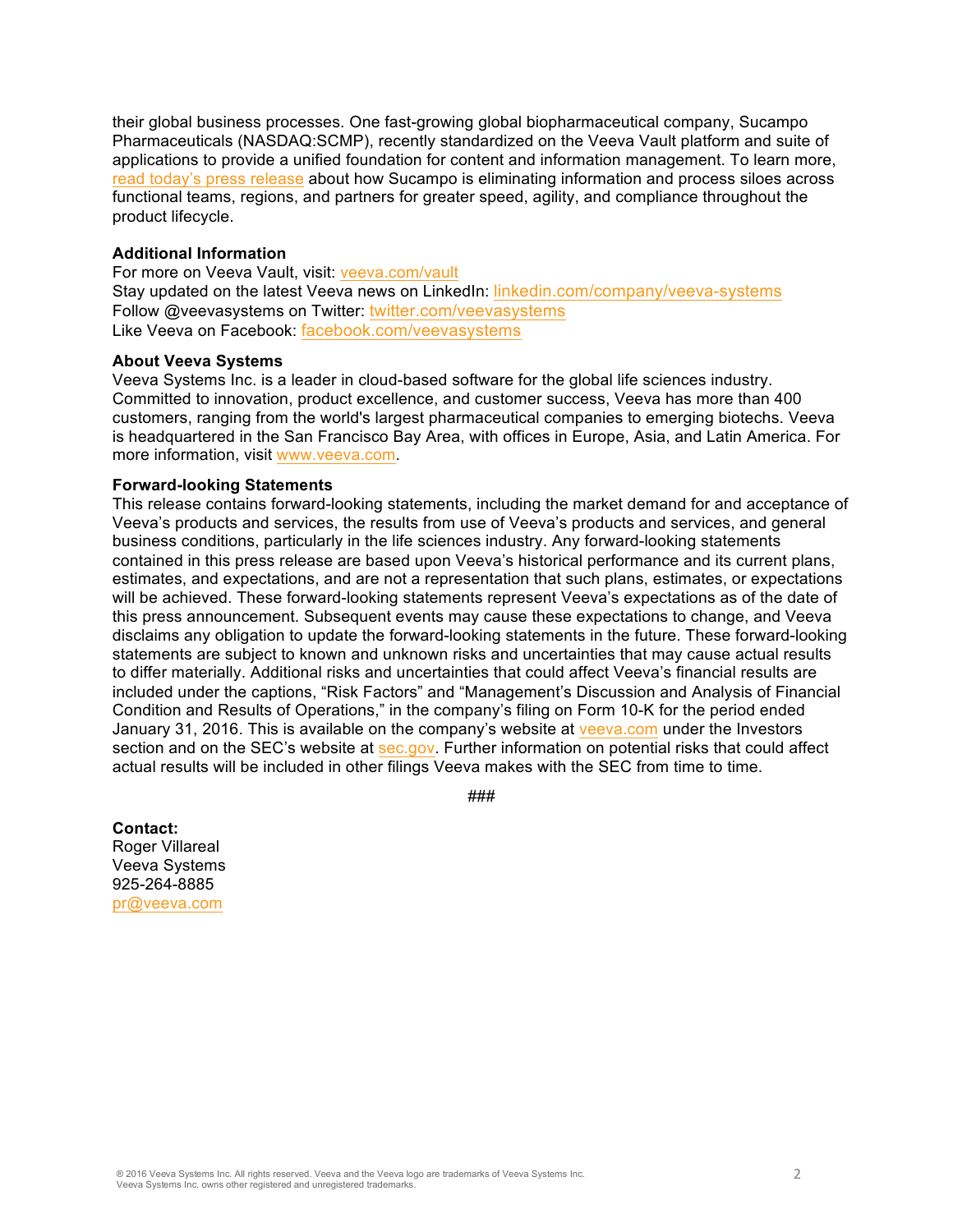their global business processes. One fast-growing global biopharmaceutical company, Sucampo Pharmaceuticals (NASDAQ:SCMP), recently standardized on the Veeva Vault platform and suite of applications to provide a unified foundation for content and information management. To learn more, read today's press release about how Sucampo is eliminating information and process siloes across functional teams, regions, and partners for greater speed, agility, and compliance throughout the product lifecycle.

**Additional Information**
For more on Veeva Vault, visit: veeva.com/vault
Stay updated on the latest Veeva news on LinkedIn: linkedin.com/company/veeva-systems
Follow @veevasystems on Twitter: twitter.com/veevasystems
Like Veeva on Facebook: facebook.com/veevasystems

**About Veeva Systems**
Veeva Systems Inc. is a leader in cloud-based software for the global life sciences industry. Committed to innovation, product excellence, and customer success, Veeva has more than 400 customers, ranging from the world's largest pharmaceutical companies to emerging biotechs. Veeva is headquartered in the San Francisco Bay Area, with offices in Europe, Asia, and Latin America. For more information, visit www.veeva.com.

**Forward-looking Statements**
This release contains forward-looking statements, including the market demand for and acceptance of Veeva's products and services, the results from use of Veeva's products and services, and general business conditions, particularly in the life sciences industry. Any forward-looking statements contained in this press release are based upon Veeva's historical performance and its current plans, estimates, and expectations, and are not a representation that such plans, estimates, or expectations will be achieved. These forward-looking statements represent Veeva's expectations as of the date of this press announcement. Subsequent events may cause these expectations to change, and Veeva disclaims any obligation to update the forward-looking statements in the future. These forward-looking statements are subject to known and unknown risks and uncertainties that may cause actual results to differ materially. Additional risks and uncertainties that could affect Veeva's financial results are included under the captions, "Risk Factors" and "Management's Discussion and Analysis of Financial Condition and Results of Operations," in the company's filing on Form 10-K for the period ended January 31, 2016. This is available on the company's website at veeva.com under the Investors section and on the SEC's website at sec.gov. Further information on potential risks that could affect actual results will be included in other filings Veeva makes with the SEC from time to time.

###

**Contact:**
Roger Villareal
Veeva Systems
925-264-8885
pr@veeva.com

® 2016 Veeva Systems Inc. All rights reserved. Veeva and the Veeva logo are trademarks of Veeva Systems Inc. Veeva Systems Inc. owns other registered and unregistered trademarks.